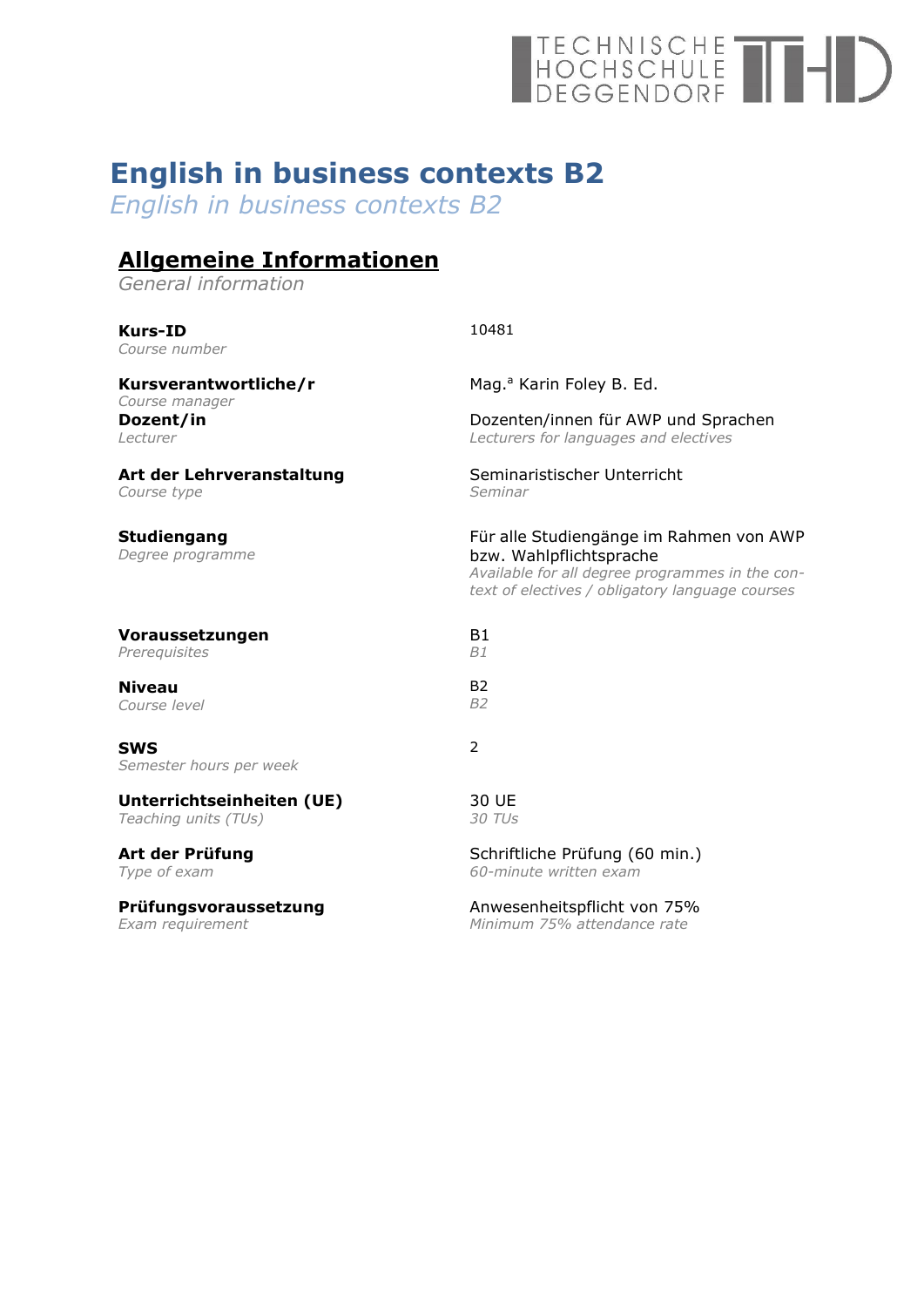# English in business contexts B2

*English in business contexts B2*

## Allgemeine Informationen

*General information*

| | |
|---|---|
| **Kurs-ID**<br>*Course number* | 10481 |
| **Kursverantwortliche/r**<br>*Course manager* | Mag.ª Karin Foley B. Ed. |
| **Dozent/in**<br>*Lecturer* | Dozenten/innen für AWP und Sprachen<br>*Lecturers for languages and electives* |
| **Art der Lehrveranstaltung**<br>*Course type* | Seminaristischer Unterricht<br>*Seminar* |
| **Studiengang**<br>*Degree programme* | Für alle Studiengänge im Rahmen von AWP bzw. Wahlpflichtsprache<br>*Available for all degree programmes in the context of electives / obligatory language courses* |
| **Voraussetzungen**<br>*Prerequisites* | B1<br>*B1* |
| **Niveau**<br>*Course level* | B2<br>*B2* |
| **SWS**<br>*Semester hours per week* | 2 |
| **Unterrichtseinheiten (UE)**<br>*Teaching units (TUs)* | 30 UE<br>*30 TUs* |
| **Art der Prüfung**<br>*Type of exam* | Schriftliche Prüfung (60 min.)<br>*60-minute written exam* |
| **Prüfungsvoraussetzung**<br>*Exam requirement* | Anwesenheitspflicht von 75%<br>*Minimum 75% attendance rate* |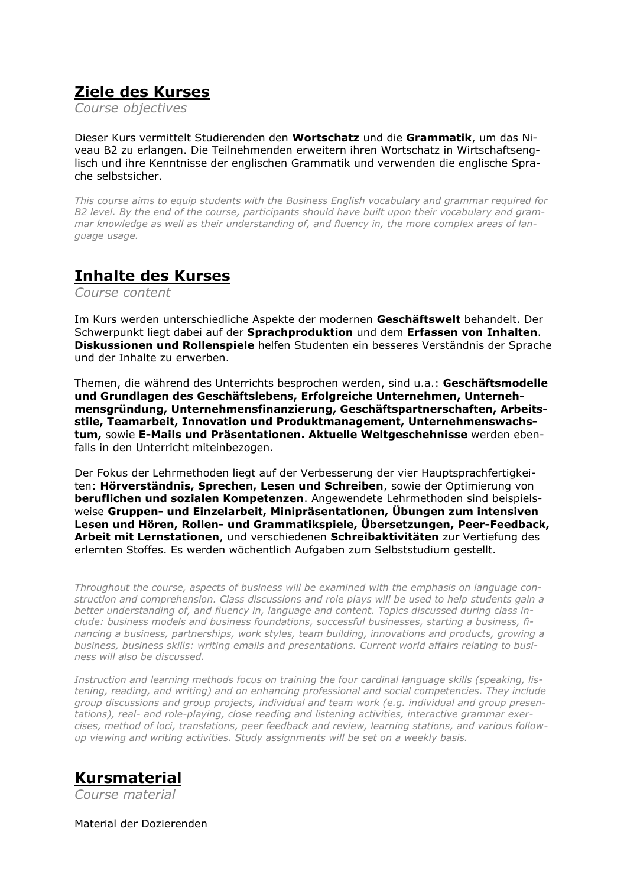## Ziele des Kurses

*Course objectives*

Dieser Kurs vermittelt Studierenden den **Wortschatz** und die **Grammatik**, um das Niveau B2 zu erlangen. Die Teilnehmenden erweitern ihren Wortschatz in Wirtschaftsenglisch und ihre Kenntnisse der englischen Grammatik und verwenden die englische Sprache selbstsicher.

*This course aims to equip students with the Business English vocabulary and grammar required for B2 level. By the end of the course, participants should have built upon their vocabulary and grammar knowledge as well as their understanding of, and fluency in, the more complex areas of language usage.*

## Inhalte des Kurses

*Course content*

Im Kurs werden unterschiedliche Aspekte der modernen **Geschäftswelt** behandelt. Der Schwerpunkt liegt dabei auf der **Sprachproduktion** und dem **Erfassen von Inhalten**. **Diskussionen und Rollenspiele** helfen Studenten ein besseres Verständnis der Sprache und der Inhalte zu erwerben.

Themen, die während des Unterrichts besprochen werden, sind u.a.: **Geschäftsmodelle und Grundlagen des Geschäftslebens, Erfolgreiche Unternehmen, Unternehmensgründung, Unternehmensfinanzierung, Geschäftspartnerschaften, Arbeitsstile, Teamarbeit, Innovation und Produktmanagement, Unternehmenswachstum,** sowie **E-Mails und Präsentationen. Aktuelle Weltgeschehnisse** werden ebenfalls in den Unterricht miteinbezogen.

Der Fokus der Lehrmethoden liegt auf der Verbesserung der vier Hauptsprachfertigkeiten: **Hörverständnis, Sprechen, Lesen und Schreiben**, sowie der Optimierung von **beruflichen und sozialen Kompetenzen**. Angewendete Lehrmethoden sind beispielsweise **Gruppen- und Einzelarbeit, Minipräsentationen, Übungen zum intensiven Lesen und Hören, Rollen- und Grammatikspiele, Übersetzungen, Peer-Feedback, Arbeit mit Lernstationen**, und verschiedenen **Schreibaktivitäten** zur Vertiefung des erlernten Stoffes. Es werden wöchentlich Aufgaben zum Selbststudium gestellt.

*Throughout the course, aspects of business will be examined with the emphasis on language construction and comprehension. Class discussions and role plays will be used to help students gain a better understanding of, and fluency in, language and content. Topics discussed during class include: business models and business foundations, successful businesses, starting a business, financing a business, partnerships, work styles, team building, innovations and products, growing a business, business skills: writing emails and presentations. Current world affairs relating to business will also be discussed.*

*Instruction and learning methods focus on training the four cardinal language skills (speaking, listening, reading, and writing) and on enhancing professional and social competencies. They include group discussions and group projects, individual and team work (e.g. individual and group presentations), real- and role-playing, close reading and listening activities, interactive grammar exercises, method of loci, translations, peer feedback and review, learning stations, and various follow-up viewing and writing activities. Study assignments will be set on a weekly basis.*

## Kursmaterial

*Course material*

Material der Dozierenden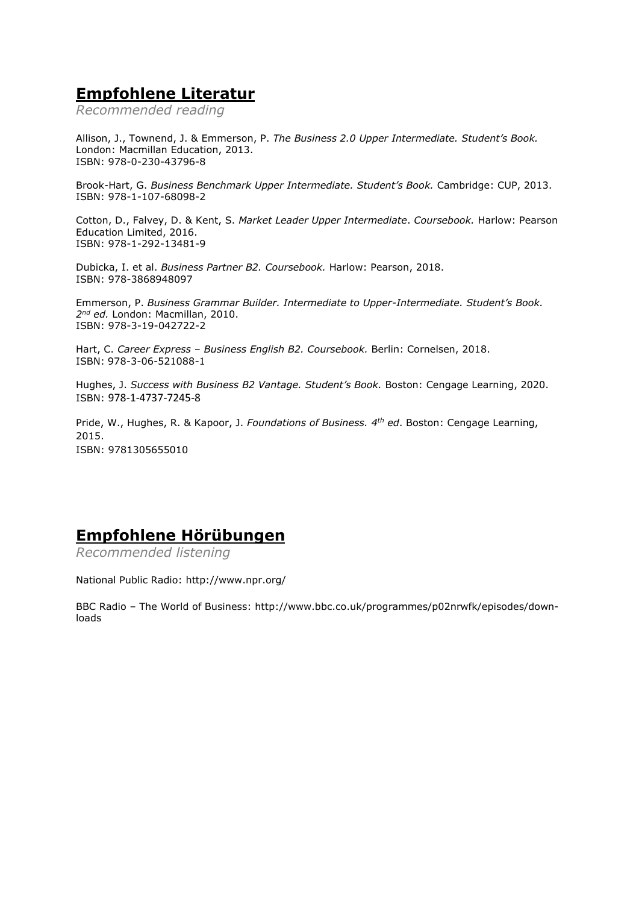## Empfohlene Literatur

*Recommended reading*

Allison, J., Townend, J. & Emmerson, P. *The Business 2.0 Upper Intermediate. Student's Book.* London: Macmillan Education, 2013.
ISBN: 978-0-230-43796-8

Brook-Hart, G. *Business Benchmark Upper Intermediate. Student's Book.* Cambridge: CUP, 2013.
ISBN: 978-1-107-68098-2

Cotton, D., Falvey, D. & Kent, S. *Market Leader Upper Intermediate*. *Coursebook.* Harlow: Pearson Education Limited, 2016.
ISBN: 978-1-292-13481-9

Dubicka, I. et al. *Business Partner B2. Coursebook.* Harlow: Pearson, 2018.
ISBN: 978-3868948097

Emmerson, P. *Business Grammar Builder. Intermediate to Upper-Intermediate. Student's Book. 2nd ed.* London: Macmillan, 2010.
ISBN: 978-3-19-042722-2

Hart, C. *Career Express – Business English B2. Coursebook.* Berlin: Cornelsen, 2018.
ISBN: 978-3-06-521088-1

Hughes, J. *Success with Business B2 Vantage. Student's Book.* Boston: Cengage Learning, 2020.
ISBN: 978-1-4737-7245-8

Pride, W., Hughes, R. & Kapoor, J. *Foundations of Business. 4th ed*. Boston: Cengage Learning, 2015.
ISBN: 9781305655010

## Empfohlene Hörübungen

*Recommended listening*

National Public Radio: http://www.npr.org/

BBC Radio – The World of Business: http://www.bbc.co.uk/programmes/p02nrwfk/episodes/downloads